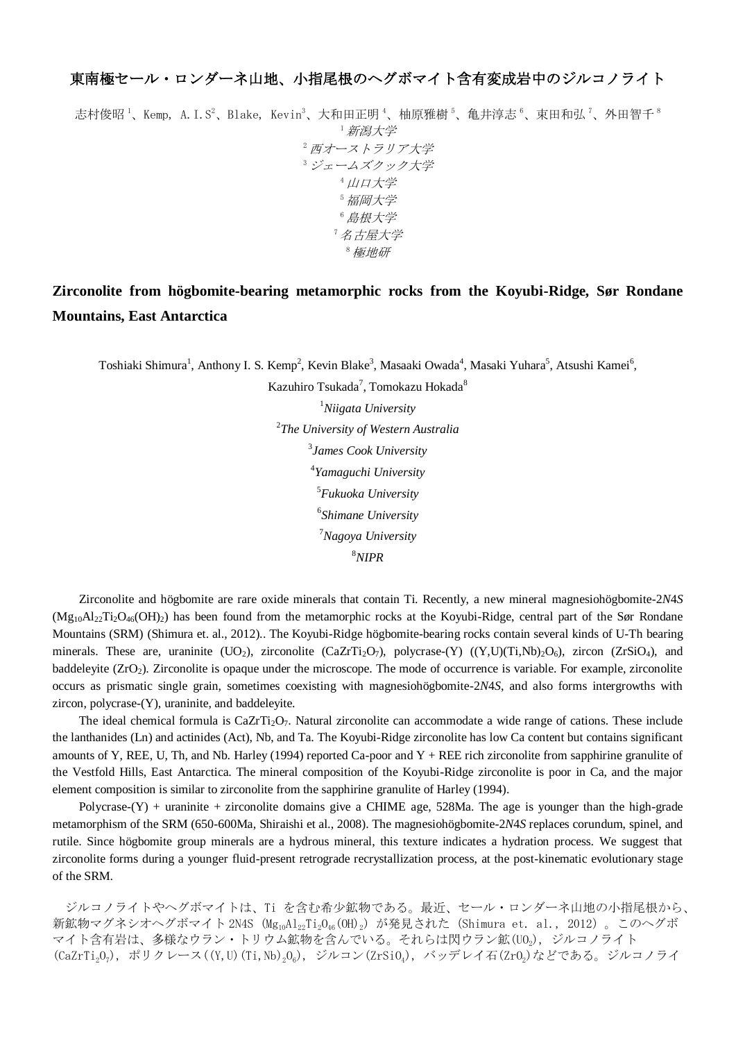# 東南極セール・ロンダーネ山地、小指尾根のヘグボマイト含有変成岩中のジルコノライト

志村俊昭[1]、Kemp, A.I.S[2]、Blake, Kevin[3]、大和田正明[4]、柚原雅樹[5]、亀井淳志[6]、束田和弘[7]、外田智千[8]

[1] *新潟大学*
[2] *西オーストラリア大学*
[3] *ジェームズクック大学*
[4] *山口大学*
[5] *福岡大学*
[6] *島根大学*
[7] *名古屋大学*
[8] *極地研*

# Zirconolite from högbomite-bearing metamorphic rocks from the Koyubi-Ridge, Sør Rondane Mountains, East Antarctica

Toshiaki Shimura[1], Anthony I. S. Kemp[2], Kevin Blake[3], Masaaki Owada[4], Masaki Yuhara[5], Atsushi Kamei[6], Kazuhiro Tsukada[7], Tomokazu Hokada[8]

[1] *Niigata University*
[2] *The University of Western Australia*
[3] *James Cook University*
[4] *Yamaguchi University*
[5] *Fukuoka University*
[6] *Shimane University*
[7] *Nagoya University*
[8] *NIPR*

Zirconolite and högbomite are rare oxide minerals that contain Ti. Recently, a new mineral magnesiohögbomite-2*N*4*S* ($Mg_{10}Al_{22}Ti_2O_{46}(OH)_2$) has been found from the metamorphic rocks at the Koyubi-Ridge, central part of the Sør Rondane Mountains (SRM) (Shimura et. al., 2012).. The Koyubi-Ridge högbomite-bearing rocks contain several kinds of U-Th bearing minerals. These are, uraninite ($UO_2$), zirconolite ($CaZrTi_2O_7$), polycrase-(Y) ($(Y,U)(Ti,Nb)_2O_6$), zircon ($ZrSiO_4$), and baddeleyite ($ZrO_2$). Zirconolite is opaque under the microscope. The mode of occurrence is variable. For example, zirconolite occurs as prismatic single grain, sometimes coexisting with magnesiohögbomite-2*N*4*S*, and also forms intergrowths with zircon, polycrase-(Y), uraninite, and baddeleyite.

The ideal chemical formula is $CaZrTi_2O_7$. Natural zirconolite can accommodate a wide range of cations. These include the lanthanides (Ln) and actinides (Act), Nb, and Ta. The Koyubi-Ridge zirconolite has low Ca content but contains significant amounts of Y, REE, U, Th, and Nb. Harley (1994) reported Ca-poor and Y + REE rich zirconolite from sapphirine granulite of the Vestfold Hills, East Antarctica. The mineral composition of the Koyubi-Ridge zirconolite is poor in Ca, and the major element composition is similar to zirconolite from the sapphirine granulite of Harley (1994).

Polycrase-(Y) + uraninite + zirconolite domains give a CHIME age, 528Ma. The age is younger than the high-grade metamorphism of the SRM (650-600Ma, Shiraishi et al., 2008). The magnesiohögbomite-2*N*4*S* replaces corundum, spinel, and rutile. Since högbomite group minerals are a hydrous mineral, this texture indicates a hydration process. We suggest that zirconolite forms during a younger fluid-present retrograde recrystallization process, at the post-kinematic evolutionary stage of the SRM.

ジルコノライトやヘグボマイトは、Ti を含む希少鉱物である。最近、セール・ロンダーネ山地の小指尾根から、新鉱物マグネシオヘグボマイト2N4S ($Mg_{10}Al_{22}Ti_2O_{46}(OH)_2$) が発見された (Shimura et. al., 2012) 。このヘグボマイト含有岩は、多様なウラン・トリウム鉱物を含んでいる。それらは閃ウラン鉱($UO_2$), ジルコノライト($CaZrTi_2O_7$), ポリクレース($(Y,U)(Ti,Nb)_2O_6$), ジルコン($ZrSiO_4$), バッデレイ石($ZrO_2$)などである。ジルコノライ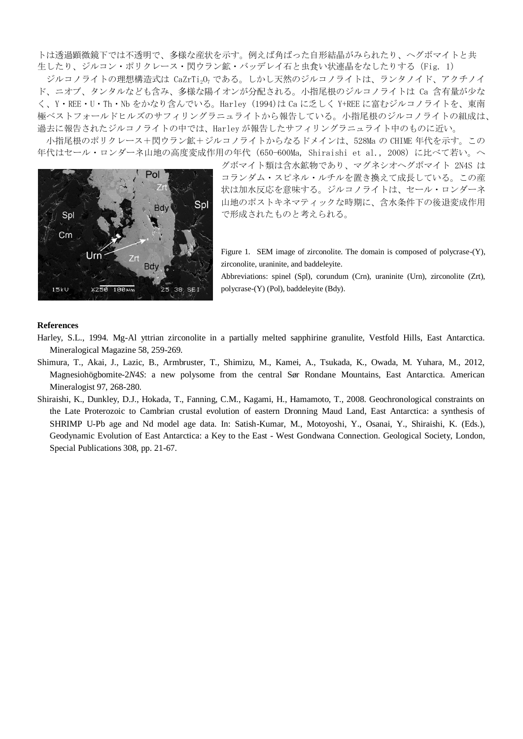トは透過顕微鏡下では不透明で、多様な産状を示す。例えば角ばった自形結晶がみられたり、ヘグボマイトと共生したり、ジルコン・ポリクレース・閃ウラン鉱・バッデレイ石と虫食い状連晶をなしたりする（Fig. 1）

ジルコノライトの理想構造式は $CaZrTi_2O_7$ である。しかし天然のジルコノライトは、ランタノイド、アクチノイド、ニオブ、タンタルなども含み、多様な陽イオンが分配される。小指尾根のジルコノライトは Ca 含有量が少なく、Y・REE・U・Th・Nb をかなり含んでいる。Harley (1994)は Ca に乏しく Y+REE に富むジルコノライトを、東南極ベストフォールドヒルズのサフィリングラニュライトから報告している。小指尾根のジルコノライトの組成は、過去に報告されたジルコノライトの中では、Harley が報告したサフィリングラニュライト中のものに近い。

小指尾根のポリクレース＋閃ウラン鉱＋ジルコノライトからなるドメインは、528Ma の CHIME 年代を示す。この年代はセール・ロンダーネ山地の高度変成作用の年代（650-600Ma, Shiraishi et al., 2008）に比べて若い。ヘグボマイト類は含水鉱物であり、マグネシオヘグボマイト 2N4S はコランダム・スピネル・ルチルを置き換えて成長している。この産状は加水反応を意味する。ジルコノライトは、セール・ロンダーネ山地のポストキネマティックな時期に、含水条件下の後退変成作用で形成されたものと考えられる。

Figure 1. SEM image of zirconolite. The domain is composed of polycrase-(Y), zirconolite, uraninite, and baddeleyite.

Abbreviations: spinel (Spl), corundum (Crn), uraninite (Urn), zirconolite (Zrt), polycrase-(Y) (Pol), baddeleyite (Bdy).

**References**

Harley, S.L., 1994. Mg-Al yttrian zirconolite in a partially melted sapphirine granulite, Vestfold Hills, East Antarctica. Mineralogical Magazine 58, 259-269.

Shimura, T., Akai, J., Lazic, B., Armbruster, T., Shimizu, M., Kamei, A., Tsukada, K., Owada, M. Yuhara, M., 2012, Magnesiohögbomite-2*N*4*S*: a new polysome from the central Sør Rondane Mountains, East Antarctica. American Mineralogist 97, 268-280.

Shiraishi, K., Dunkley, D.J., Hokada, T., Fanning, C.M., Kagami, H., Hamamoto, T., 2008. Geochronological constraints on the Late Proterozoic to Cambrian crustal evolution of eastern Dronning Maud Land, East Antarctica: a synthesis of SHRIMP U-Pb age and Nd model age data. In: Satish-Kumar, M., Motoyoshi, Y., Osanai, Y., Shiraishi, K. (Eds.), Geodynamic Evolution of East Antarctica: a Key to the East - West Gondwana Connection. Geological Society, London, Special Publications 308, pp. 21-67.